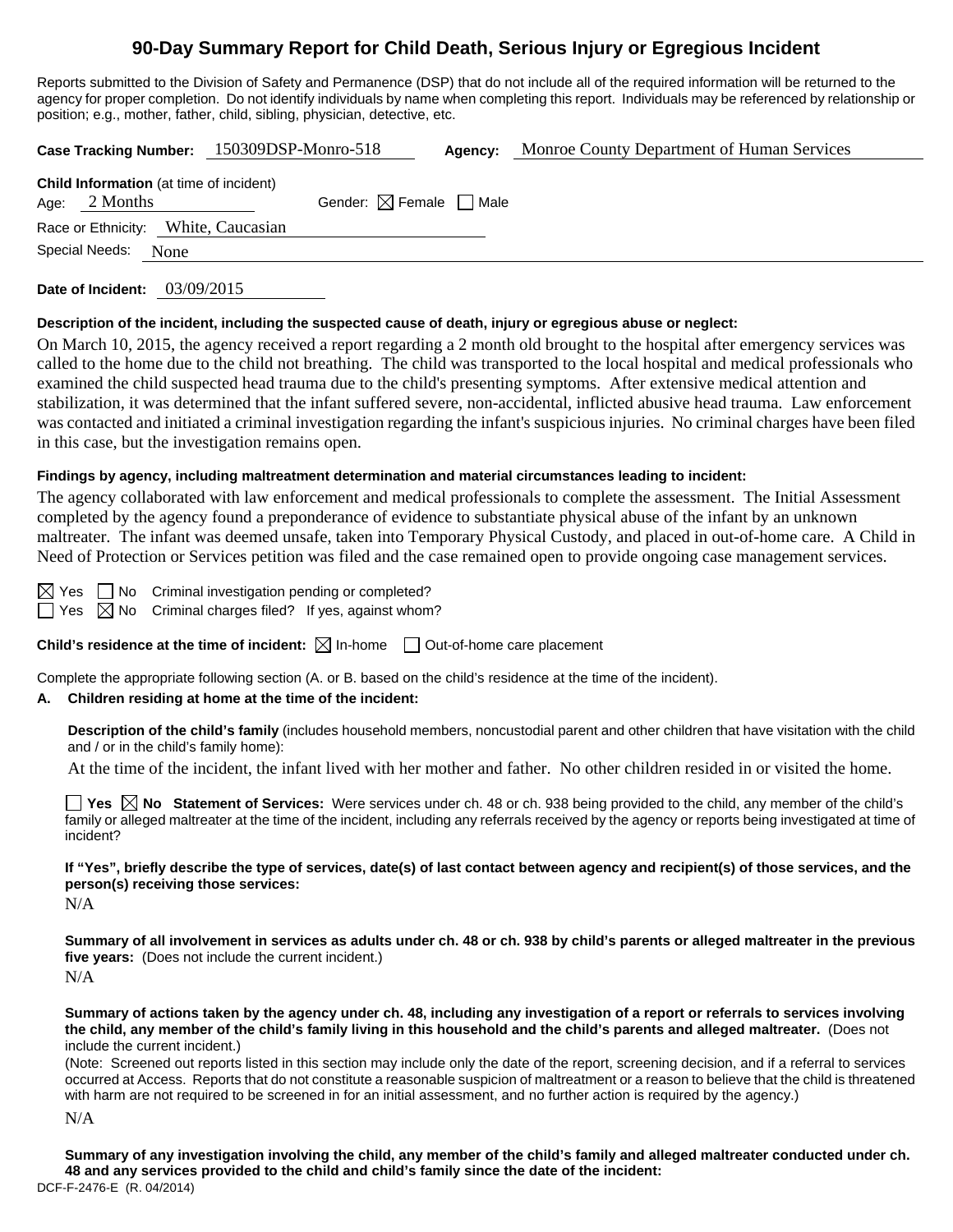# 90-Day Summary Report for Child Death, Serious Injury or Egregious Incident

Reports submitted to the Division of Safety and Permanence (DSP) that do not include all of the required information will be returned to the agency for proper completion. Do not identify individuals by name when completing this report. Individuals may be referenced by relationship or position; e.g., mother, father, child, sibling, physician, detective, etc.

**Case Tracking Number:** 150309DSP-Monro-518 **Agency:** Monroe County Department of Human Services

**Child Information** (at time of incident)

Age: 2 Months Gender: ☒ Female ☐ Male

Race or Ethnicity: White, Caucasian

Special Needs: None

**Date of Incident:** 03/09/2015

**Description of the incident, including the suspected cause of death, injury or egregious abuse or neglect:**

On March 10, 2015, the agency received a report regarding a 2 month old brought to the hospital after emergency services was called to the home due to the child not breathing. The child was transported to the local hospital and medical professionals who examined the child suspected head trauma due to the child's presenting symptoms. After extensive medical attention and stabilization, it was determined that the infant suffered severe, non-accidental, inflicted abusive head trauma. Law enforcement was contacted and initiated a criminal investigation regarding the infant's suspicious injuries. No criminal charges have been filed in this case, but the investigation remains open.

**Findings by agency, including maltreatment determination and material circumstances leading to incident:**

The agency collaborated with law enforcement and medical professionals to complete the assessment. The Initial Assessment completed by the agency found a preponderance of evidence to substantiate physical abuse of the infant by an unknown maltreater. The infant was deemed unsafe, taken into Temporary Physical Custody, and placed in out-of-home care. A Child in Need of Protection or Services petition was filed and the case remained open to provide ongoing case management services.

☒ Yes ☐ No Criminal investigation pending or completed?

☐ Yes ☒ No Criminal charges filed? If yes, against whom?

**Child's residence at the time of incident:** ☒ In-home ☐ Out-of-home care placement

Complete the appropriate following section (A. or B. based on the child's residence at the time of the incident).

**A. Children residing at home at the time of the incident:**

**Description of the child's family** (includes household members, noncustodial parent and other children that have visitation with the child and / or in the child's family home):

At the time of the incident, the infant lived with her mother and father. No other children resided in or visited the home.

☐ **Yes** ☒ **No Statement of Services:** Were services under ch. 48 or ch. 938 being provided to the child, any member of the child's family or alleged maltreater at the time of the incident, including any referrals received by the agency or reports being investigated at time of incident?

**If "Yes", briefly describe the type of services, date(s) of last contact between agency and recipient(s) of those services, and the person(s) receiving those services:**

N/A

**Summary of all involvement in services as adults under ch. 48 or ch. 938 by child's parents or alleged maltreater in the previous five years:** (Does not include the current incident.)

N/A

**Summary of actions taken by the agency under ch. 48, including any investigation of a report or referrals to services involving the child, any member of the child's family living in this household and the child's parents and alleged maltreater.** (Does not include the current incident.)

(Note: Screened out reports listed in this section may include only the date of the report, screening decision, and if a referral to services occurred at Access. Reports that do not constitute a reasonable suspicion of maltreatment or a reason to believe that the child is threatened with harm are not required to be screened in for an initial assessment, and no further action is required by the agency.)

N/A

**Summary of any investigation involving the child, any member of the child's family and alleged maltreater conducted under ch. 48 and any services provided to the child and child's family since the date of the incident:**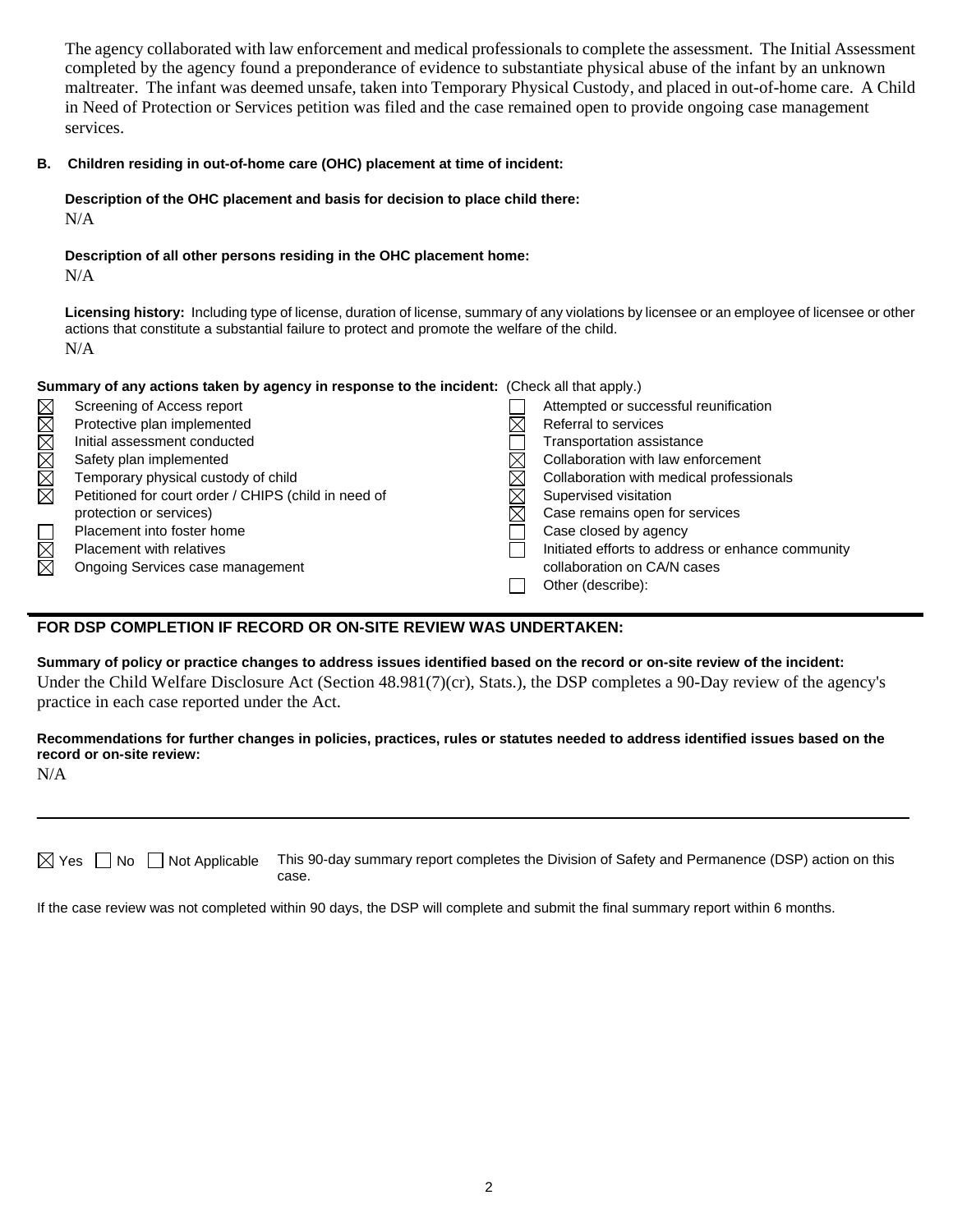The agency collaborated with law enforcement and medical professionals to complete the assessment. The Initial Assessment completed by the agency found a preponderance of evidence to substantiate physical abuse of the infant by an unknown maltreater. The infant was deemed unsafe, taken into Temporary Physical Custody, and placed in out-of-home care. A Child in Need of Protection or Services petition was filed and the case remained open to provide ongoing case management services.

**B. Children residing in out-of-home care (OHC) placement at time of incident:**

**Description of the OHC placement and basis for decision to place child there:**
N/A

**Description of all other persons residing in the OHC placement home:**
N/A

**Licensing history:** Including type of license, duration of license, summary of any violations by licensee or an employee of licensee or other actions that constitute a substantial failure to protect and promote the welfare of the child.
N/A

**Summary of any actions taken by agency in response to the incident:** (Check all that apply.)

- [x] Screening of Access report
- [x] Protective plan implemented
- [x] Initial assessment conducted
- [x] Safety plan implemented
- [x] Temporary physical custody of child
- [x] Petitioned for court order / CHIPS (child in need of protection or services)
- [ ] Placement into foster home
- [x] Placement with relatives
- [x] Ongoing Services case management
- [ ] Attempted or successful reunification
- [x] Referral to services
- [ ] Transportation assistance
- [x] Collaboration with law enforcement
- [x] Collaboration with medical professionals
- [x] Supervised visitation
- [x] Case remains open for services
- [ ] Case closed by agency
- [ ] Initiated efforts to address or enhance community collaboration on CA/N cases
- [ ] Other (describe):

## FOR DSP COMPLETION IF RECORD OR ON-SITE REVIEW WAS UNDERTAKEN:

**Summary of policy or practice changes to address issues identified based on the record or on-site review of the incident:**
Under the Child Welfare Disclosure Act (Section 48.981(7)(cr), Stats.), the DSP completes a 90-Day review of the agency's practice in each case reported under the Act.

**Recommendations for further changes in policies, practices, rules or statutes needed to address identified issues based on the record or on-site review:**
N/A

---

☒ Yes ☐ No ☐ Not Applicable This 90-day summary report completes the Division of Safety and Permanence (DSP) action on this case.

If the case review was not completed within 90 days, the DSP will complete and submit the final summary report within 6 months.